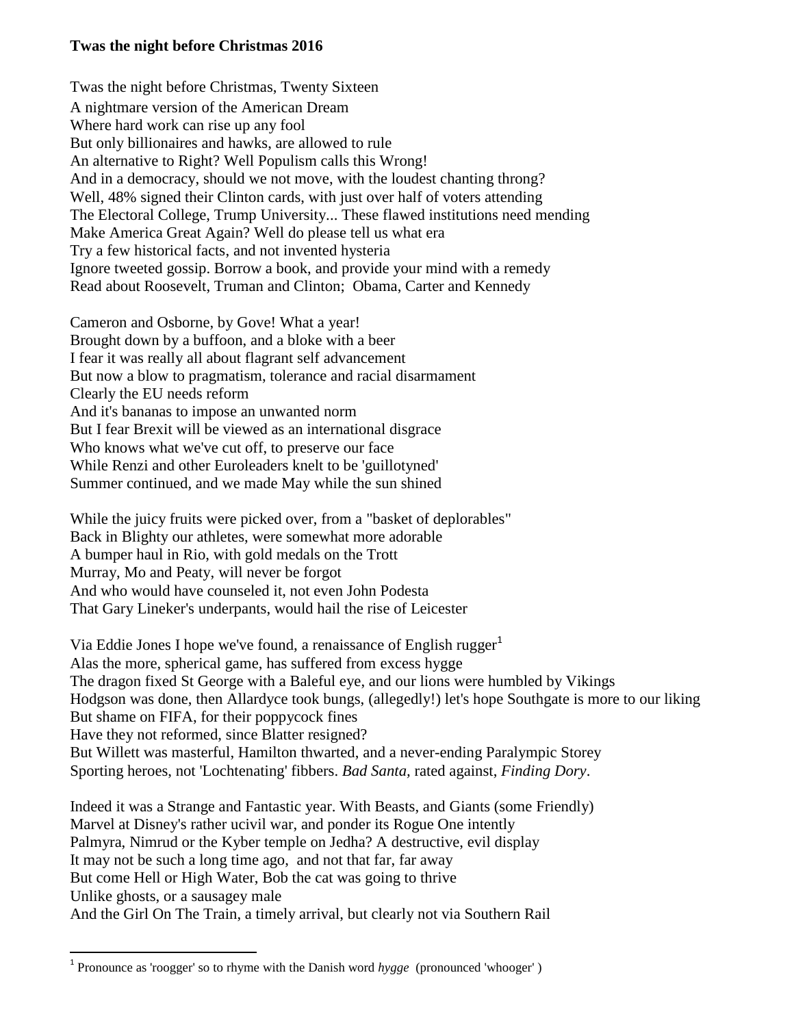**Twas the night before Christmas 2016**

Twas the night before Christmas, Twenty Sixteen
A nightmare version of the American Dream
Where hard work can rise up any fool
But only billionaires and hawks, are allowed to rule
An alternative to Right? Well Populism calls this Wrong!
And in a democracy, should we not move, with the loudest chanting throng?
Well, 48% signed their Clinton cards, with just over half of voters attending
The Electoral College, Trump University... These flawed institutions need mending
Make America Great Again? Well do please tell us what era
Try a few historical facts, and not invented hysteria
Ignore tweeted gossip. Borrow a book, and provide your mind with a remedy
Read about Roosevelt, Truman and Clinton; Obama, Carter and Kennedy

Cameron and Osborne, by Gove! What a year!
Brought down by a buffoon, and a bloke with a beer
I fear it was really all about flagrant self advancement
But now a blow to pragmatism, tolerance and racial disarmament
Clearly the EU needs reform
And it's bananas to impose an unwanted norm
But I fear Brexit will be viewed as an international disgrace
Who knows what we've cut off, to preserve our face
While Renzi and other Euroleaders knelt to be 'guillotyned'
Summer continued, and we made May while the sun shined

While the juicy fruits were picked over, from a "basket of deplorables"
Back in Blighty our athletes, were somewhat more adorable
A bumper haul in Rio, with gold medals on the Trott
Murray, Mo and Peaty, will never be forgot
And who would have counseled it, not even John Podesta
That Gary Lineker's underpants, would hail the rise of Leicester

Via Eddie Jones I hope we've found, a renaissance of English rugger[1]
Alas the more, spherical game, has suffered from excess hygge
The dragon fixed St George with a Baleful eye, and our lions were humbled by Vikings
Hodgson was done, then Allardyce took bungs, (allegedly!) let's hope Southgate is more to our liking
But shame on FIFA, for their poppycock fines
Have they not reformed, since Blatter resigned?
But Willett was masterful, Hamilton thwarted, and a never-ending Paralympic Storey
Sporting heroes, not 'Lochtenating' fibbers. *Bad Santa,* rated against, *Finding Dory*.

Indeed it was a Strange and Fantastic year. With Beasts, and Giants (some Friendly)
Marvel at Disney's rather ucivil war, and ponder its Rogue One intently
Palmyra, Nimrud or the Kyber temple on Jedha? A destructive, evil display
It may not be such a long time ago, and not that far, far away
But come Hell or High Water, Bob the cat was going to thrive
Unlike ghosts, or a sausagey male
And the Girl On The Train, a timely arrival, but clearly not via Southern Rail

---

[1] Pronounce as 'roogger' so to rhyme with the Danish word *hygge* (pronounced 'whooger' )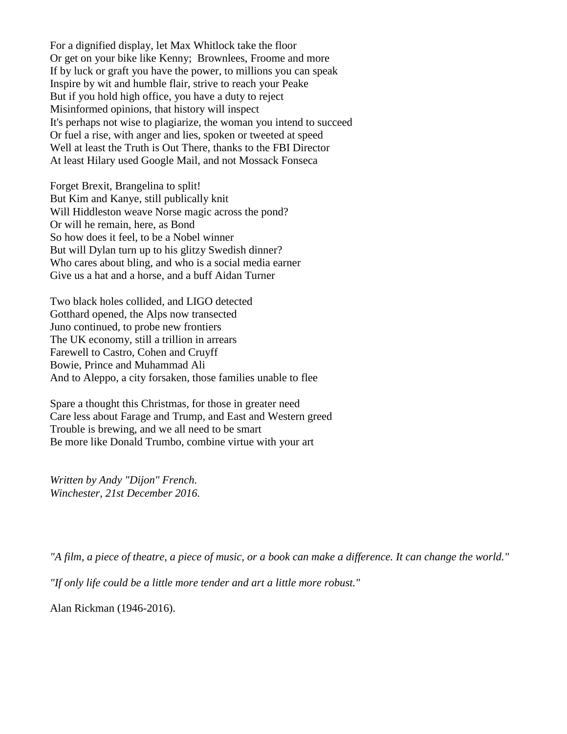For a dignified display, let Max Whitlock take the floor
Or get on your bike like Kenny;  Brownlees, Froome and more
If by luck or graft you have the power, to millions you can speak
Inspire by wit and humble flair, strive to reach your Peake
But if you hold high office, you have a duty to reject
Misinformed opinions, that history will inspect
It's perhaps not wise to plagiarize, the woman you intend to succeed
Or fuel a rise, with anger and lies, spoken or tweeted at speed
Well at least the Truth is Out There, thanks to the FBI Director
At least Hilary used Google Mail, and not Mossack Fonseca

Forget Brexit, Brangelina to split!
But Kim and Kanye, still publically knit
Will Hiddleston weave Norse magic across the pond?
Or will he remain, here, as Bond
So how does it feel, to be a Nobel winner
But will Dylan turn up to his glitzy Swedish dinner?
Who cares about bling, and who is a social media earner
Give us a hat and a horse, and a buff Aidan Turner

Two black holes collided, and LIGO detected
Gotthard opened, the Alps now transected
Juno continued, to probe new frontiers
The UK economy, still a trillion in arrears
Farewell to Castro, Cohen and Cruyff
Bowie, Prince and Muhammad Ali
And to Aleppo, a city forsaken, those families unable to flee

Spare a thought this Christmas, for those in greater need
Care less about Farage and Trump, and East and Western greed
Trouble is brewing, and we all need to be smart
Be more like Donald Trumbo, combine virtue with your art

*Written by Andy "Dijon" French.*
*Winchester, 21st December 2016.*

*"A film, a piece of theatre, a piece of music, or a book can make a difference. It can change the world."*

*"If only life could be a little more tender and art a little more robust."*

Alan Rickman (1946-2016).